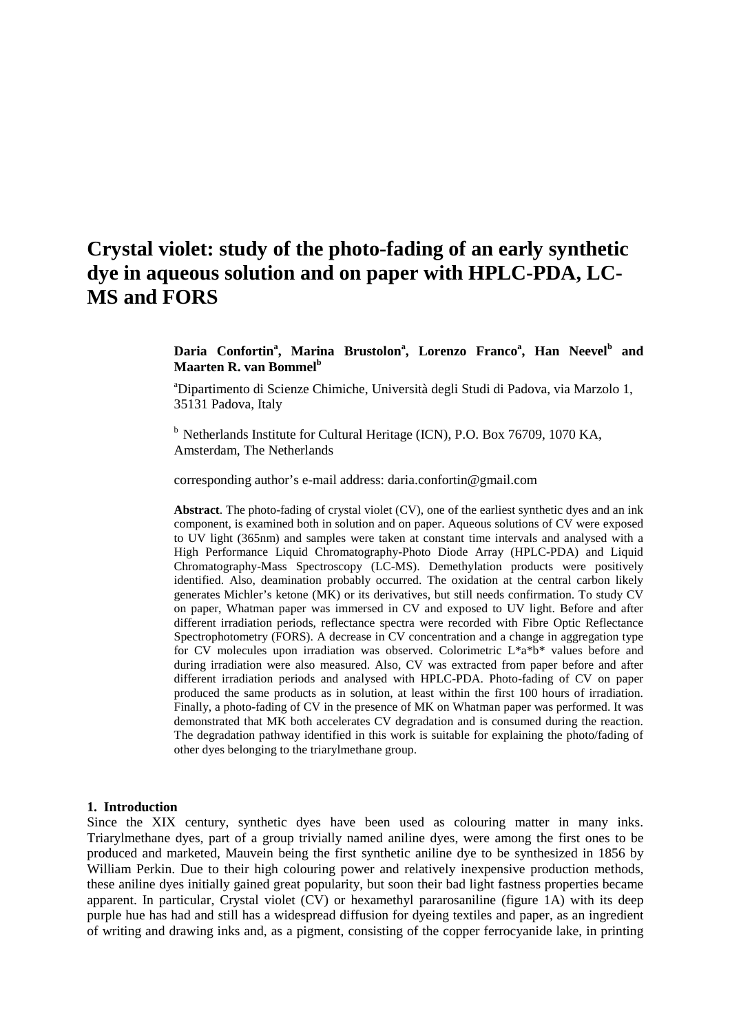# Crystal violet: study of the photo-fading of an early synthetic dye in aqueous solution and on paper with HPLC-PDA, LC-MS and FORS

**Daria Confortin[a], Marina Brustolon[a], Lorenzo Franco[a], Han Neevel[b] and Maarten R. van Bommel[b]**

[a]Dipartimento di Scienze Chimiche, Università degli Studi di Padova, via Marzolo 1, 35131 Padova, Italy

[b] Netherlands Institute for Cultural Heritage (ICN), P.O. Box 76709, 1070 KA, Amsterdam, The Netherlands

corresponding author's e-mail address: daria.confortin@gmail.com

**Abstract**. The photo-fading of crystal violet (CV), one of the earliest synthetic dyes and an ink component, is examined both in solution and on paper. Aqueous solutions of CV were exposed to UV light (365nm) and samples were taken at constant time intervals and analysed with a High Performance Liquid Chromatography-Photo Diode Array (HPLC-PDA) and Liquid Chromatography-Mass Spectroscopy (LC-MS). Demethylation products were positively identified. Also, deamination probably occurred. The oxidation at the central carbon likely generates Michler's ketone (MK) or its derivatives, but still needs confirmation. To study CV on paper, Whatman paper was immersed in CV and exposed to UV light. Before and after different irradiation periods, reflectance spectra were recorded with Fibre Optic Reflectance Spectrophotometry (FORS). A decrease in CV concentration and a change in aggregation type for CV molecules upon irradiation was observed. Colorimetric L\*a\*b\* values before and during irradiation were also measured. Also, CV was extracted from paper before and after different irradiation periods and analysed with HPLC-PDA. Photo-fading of CV on paper produced the same products as in solution, at least within the first 100 hours of irradiation. Finally, a photo-fading of CV in the presence of MK on Whatman paper was performed. It was demonstrated that MK both accelerates CV degradation and is consumed during the reaction. The degradation pathway identified in this work is suitable for explaining the photo/fading of other dyes belonging to the triarylmethane group.

## 1. Introduction

Since the XIX century, synthetic dyes have been used as colouring matter in many inks. Triarylmethane dyes, part of a group trivially named aniline dyes, were among the first ones to be produced and marketed, Mauvein being the first synthetic aniline dye to be synthesized in 1856 by William Perkin. Due to their high colouring power and relatively inexpensive production methods, these aniline dyes initially gained great popularity, but soon their bad light fastness properties became apparent. In particular, Crystal violet (CV) or hexamethyl pararosaniline (figure 1A) with its deep purple hue has had and still has a widespread diffusion for dyeing textiles and paper, as an ingredient of writing and drawing inks and, as a pigment, consisting of the copper ferrocyanide lake, in printing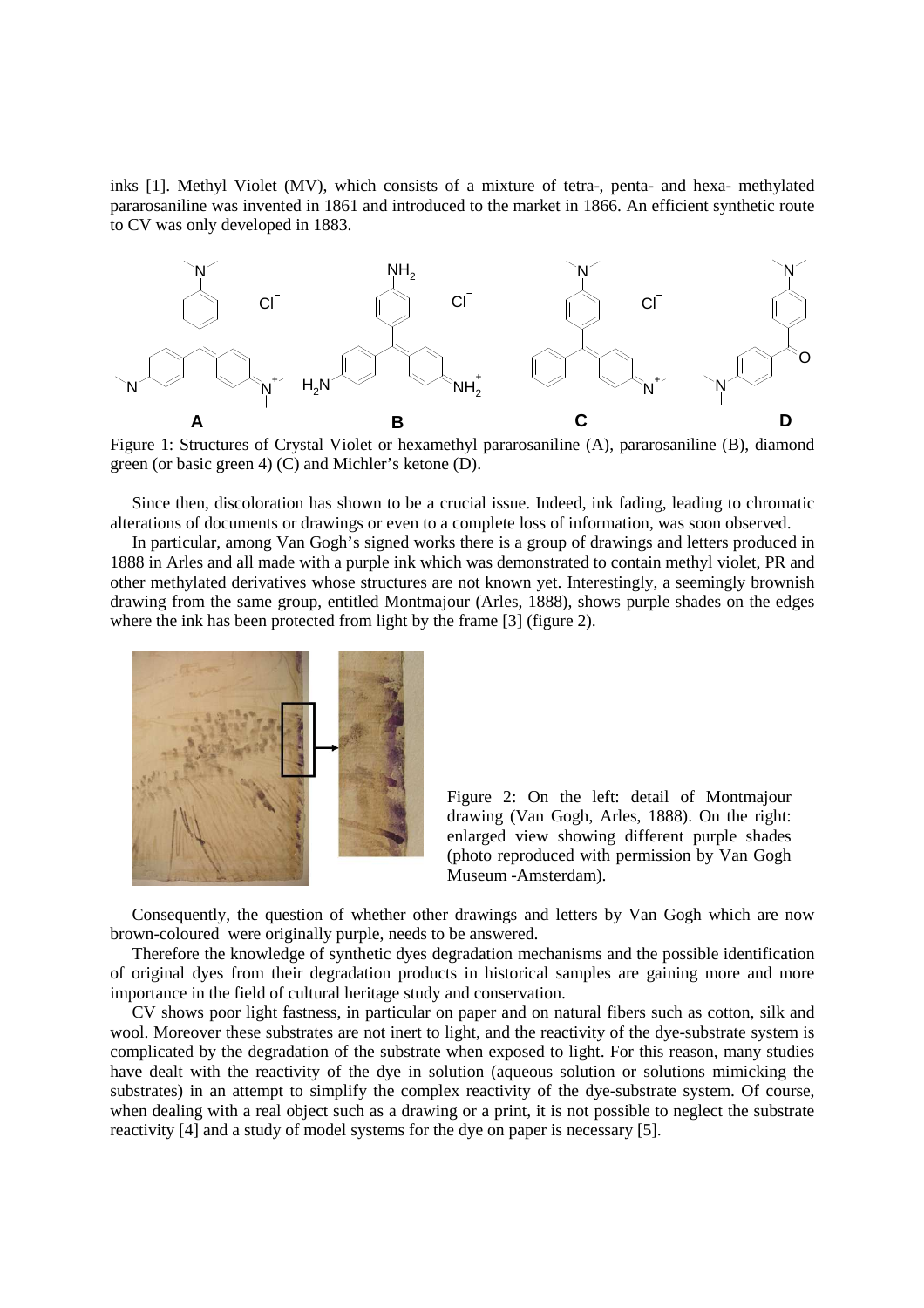inks [1]. Methyl Violet (MV), which consists of a mixture of tetra-, penta- and hexa- methylated pararosaniline was invented in 1861 and introduced to the market in 1866. An efficient synthetic route to CV was only developed in 1883.

Figure 1: Structures of Crystal Violet or hexamethyl pararosaniline (A), pararosaniline (B), diamond green (or basic green 4) (C) and Michler's ketone (D).

Since then, discoloration has shown to be a crucial issue. Indeed, ink fading, leading to chromatic alterations of documents or drawings or even to a complete loss of information, was soon observed.

In particular, among Van Gogh's signed works there is a group of drawings and letters produced in 1888 in Arles and all made with a purple ink which was demonstrated to contain methyl violet, PR and other methylated derivatives whose structures are not known yet. Interestingly, a seemingly brownish drawing from the same group, entitled Montmajour (Arles, 1888), shows purple shades on the edges where the ink has been protected from light by the frame [3] (figure 2).

Figure 2: On the left: detail of Montmajour drawing (Van Gogh, Arles, 1888). On the right: enlarged view showing different purple shades (photo reproduced with permission by Van Gogh Museum -Amsterdam).

Consequently, the question of whether other drawings and letters by Van Gogh which are now brown-coloured were originally purple, needs to be answered.

Therefore the knowledge of synthetic dyes degradation mechanisms and the possible identification of original dyes from their degradation products in historical samples are gaining more and more importance in the field of cultural heritage study and conservation.

CV shows poor light fastness, in particular on paper and on natural fibers such as cotton, silk and wool. Moreover these substrates are not inert to light, and the reactivity of the dye-substrate system is complicated by the degradation of the substrate when exposed to light. For this reason, many studies have dealt with the reactivity of the dye in solution (aqueous solution or solutions mimicking the substrates) in an attempt to simplify the complex reactivity of the dye-substrate system. Of course, when dealing with a real object such as a drawing or a print, it is not possible to neglect the substrate reactivity [4] and a study of model systems for the dye on paper is necessary [5].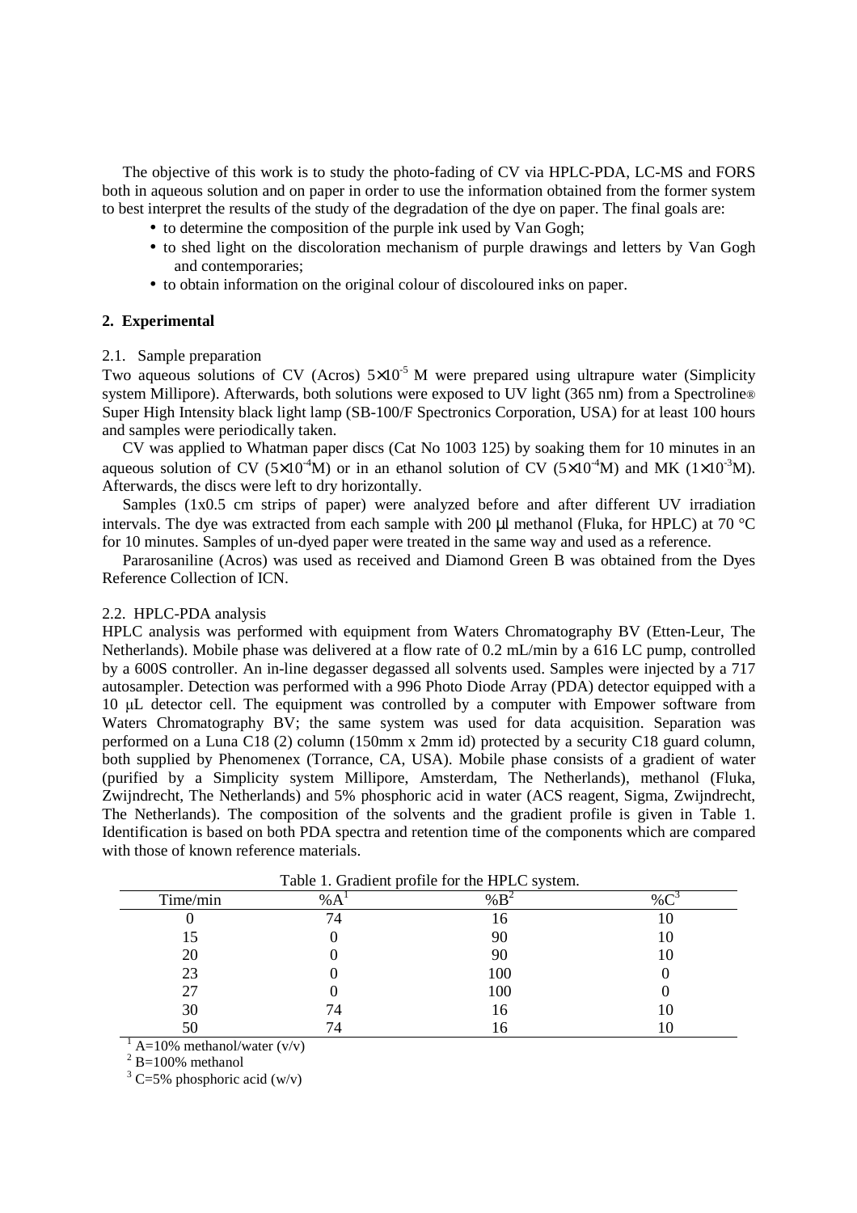The objective of this work is to study the photo-fading of CV via HPLC-PDA, LC-MS and FORS both in aqueous solution and on paper in order to use the information obtained from the former system to best interpret the results of the study of the degradation of the dye on paper. The final goals are:

- to determine the composition of the purple ink used by Van Gogh;
- to shed light on the discoloration mechanism of purple drawings and letters by Van Gogh and contemporaries;
- to obtain information on the original colour of discoloured inks on paper.

## 2. Experimental

### 2.1. Sample preparation

Two aqueous solutions of CV (Acros) $5\times10^{-5}$ M were prepared using ultrapure water (Simplicity system Millipore). Afterwards, both solutions were exposed to UV light (365 nm) from a Spectroline® Super High Intensity black light lamp (SB-100/F Spectronics Corporation, USA) for at least 100 hours and samples were periodically taken.

CV was applied to Whatman paper discs (Cat No 1003 125) by soaking them for 10 minutes in an aqueous solution of CV ($5\times10^{-4}$M) or in an ethanol solution of CV ($5\times10^{-4}$M) and MK ($1\times10^{-3}$M). Afterwards, the discs were left to dry horizontally.

Samples (1x0.5 cm strips of paper) were analyzed before and after different UV irradiation intervals. The dye was extracted from each sample with 200 µl methanol (Fluka, for HPLC) at 70 °C for 10 minutes. Samples of un-dyed paper were treated in the same way and used as a reference.

Pararosaniline (Acros) was used as received and Diamond Green B was obtained from the Dyes Reference Collection of ICN.

### 2.2. HPLC-PDA analysis

HPLC analysis was performed with equipment from Waters Chromatography BV (Etten-Leur, The Netherlands). Mobile phase was delivered at a flow rate of 0.2 mL/min by a 616 LC pump, controlled by a 600S controller. An in-line degasser degassed all solvents used. Samples were injected by a 717 autosampler. Detection was performed with a 996 Photo Diode Array (PDA) detector equipped with a 10 µL detector cell. The equipment was controlled by a computer with Empower software from Waters Chromatography BV; the same system was used for data acquisition. Separation was performed on a Luna C18 (2) column (150mm x 2mm id) protected by a security C18 guard column, both supplied by Phenomenex (Torrance, CA, USA). Mobile phase consists of a gradient of water (purified by a Simplicity system Millipore, Amsterdam, The Netherlands), methanol (Fluka, Zwijndrecht, The Netherlands) and 5% phosphoric acid in water (ACS reagent, Sigma, Zwijndrecht, The Netherlands). The composition of the solvents and the gradient profile is given in Table 1. Identification is based on both PDA spectra and retention time of the components which are compared with those of known reference materials.

Table 1. Gradient profile for the HPLC system.

| Time/min | %A[1] | %B[2] | %C[3] |
|---|---|---|---|
| 0 | 74 | 16 | 10 |
| 15 | 0 | 90 | 10 |
| 20 | 0 | 90 | 10 |
| 23 | 0 | 100 | 0 |
| 27 | 0 | 100 | 0 |
| 30 | 74 | 16 | 10 |
| 50 | 74 | 16 | 10 |

[1] A=10% methanol/water (v/v)
[2] B=100% methanol
[3] C=5% phosphoric acid (w/v)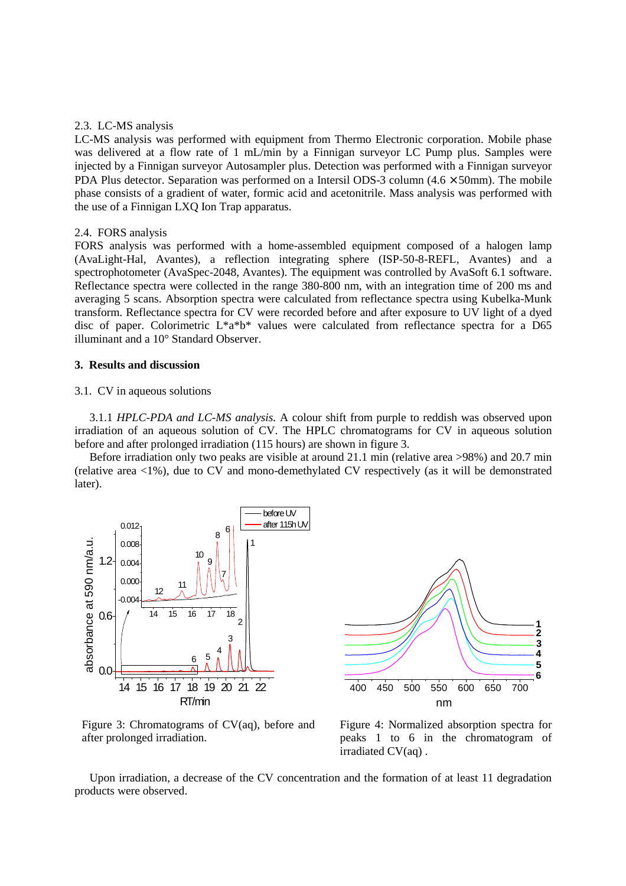2.3. LC-MS analysis

LC-MS analysis was performed with equipment from Thermo Electronic corporation. Mobile phase was delivered at a flow rate of 1 mL/min by a Finnigan surveyor LC Pump plus. Samples were injected by a Finnigan surveyor Autosampler plus. Detection was performed with a Finnigan surveyor PDA Plus detector. Separation was performed on a Intersil ODS-3 column (4.6 × 50mm). The mobile phase consists of a gradient of water, formic acid and acetonitrile. Mass analysis was performed with the use of a Finnigan LXQ Ion Trap apparatus.

2.4. FORS analysis

FORS analysis was performed with a home-assembled equipment composed of a halogen lamp (AvaLight-Hal, Avantes), a reflection integrating sphere (ISP-50-8-REFL, Avantes) and a spectrophotometer (AvaSpec-2048, Avantes). The equipment was controlled by AvaSoft 6.1 software. Reflectance spectra were collected in the range 380-800 nm, with an integration time of 200 ms and averaging 5 scans. Absorption spectra were calculated from reflectance spectra using Kubelka-Munk transform. Reflectance spectra for CV were recorded before and after exposure to UV light of a dyed disc of paper. Colorimetric L*a*b* values were calculated from reflectance spectra for a D65 illuminant and a 10° Standard Observer.

## 3. Results and discussion

3.1. CV in aqueous solutions

3.1.1 *HPLC-PDA and LC-MS analysis.* A colour shift from purple to reddish was observed upon irradiation of an aqueous solution of CV. The HPLC chromatograms for CV in aqueous solution before and after prolonged irradiation (115 hours) are shown in figure 3.

Before irradiation only two peaks are visible at around 21.1 min (relative area >98%) and 20.7 min (relative area <1%), due to CV and mono-demethylated CV respectively (as it will be demonstrated later).

Figure 3: Chromatograms of CV(aq), before and after prolonged irradiation.

Figure 4: Normalized absorption spectra for peaks 1 to 6 in the chromatogram of irradiated CV(aq) .

Upon irradiation, a decrease of the CV concentration and the formation of at least 11 degradation products were observed.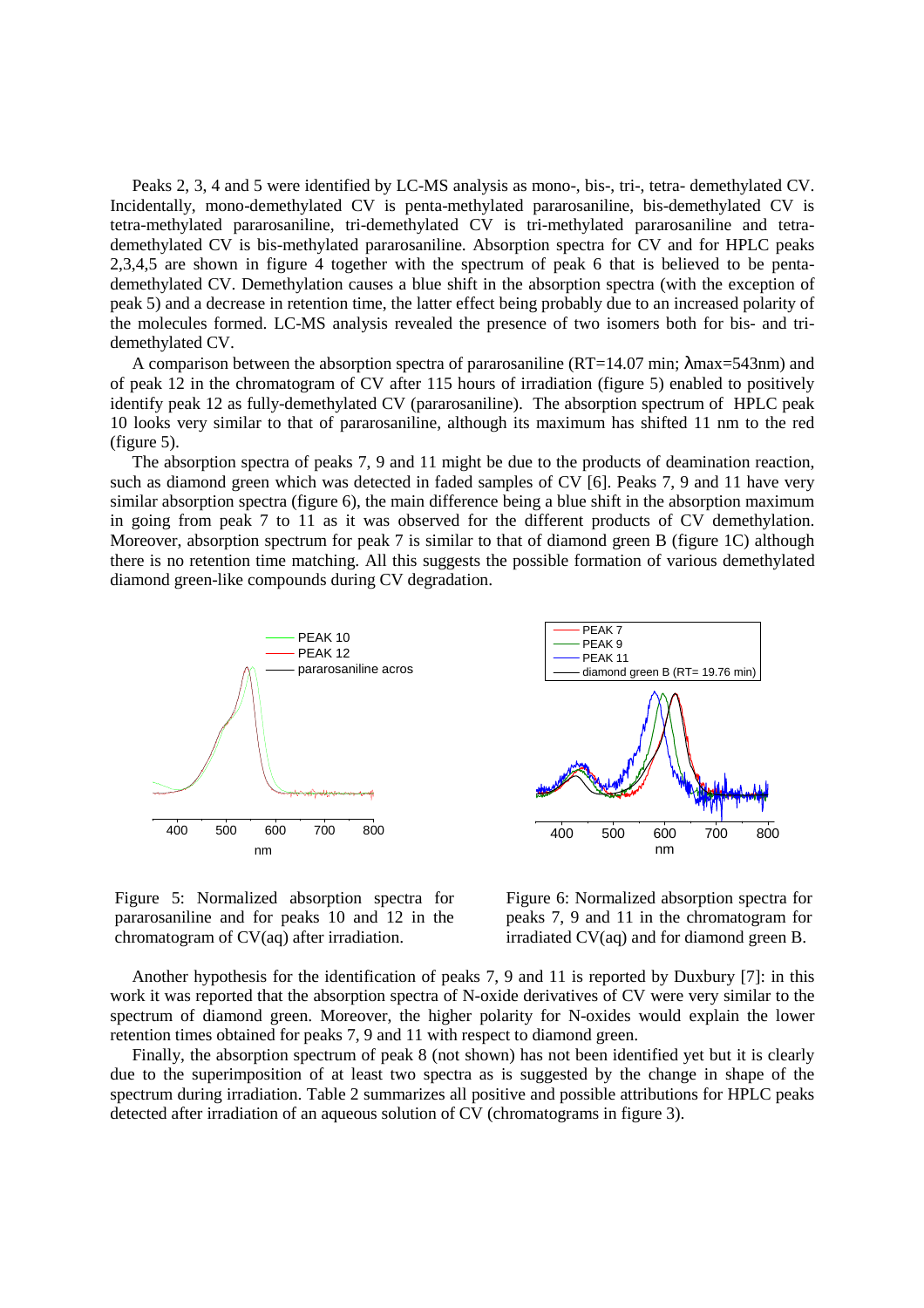Peaks 2, 3, 4 and 5 were identified by LC-MS analysis as mono-, bis-, tri-, tetra- demethylated CV. Incidentally, mono-demethylated CV is penta-methylated pararosaniline, bis-demethylated CV is tetra-methylated pararosaniline, tri-demethylated CV is tri-methylated pararosaniline and tetra-demethylated CV is bis-methylated pararosaniline. Absorption spectra for CV and for HPLC peaks 2,3,4,5 are shown in figure 4 together with the spectrum of peak 6 that is believed to be penta-demethylated CV. Demethylation causes a blue shift in the absorption spectra (with the exception of peak 5) and a decrease in retention time, the latter effect being probably due to an increased polarity of the molecules formed. LC-MS analysis revealed the presence of two isomers both for bis- and tri-demethylated CV.

A comparison between the absorption spectra of pararosaniline (RT=14.07 min; λmax=543nm) and of peak 12 in the chromatogram of CV after 115 hours of irradiation (figure 5) enabled to positively identify peak 12 as fully-demethylated CV (pararosaniline). The absorption spectrum of HPLC peak 10 looks very similar to that of pararosaniline, although its maximum has shifted 11 nm to the red (figure 5).

The absorption spectra of peaks 7, 9 and 11 might be due to the products of deamination reaction, such as diamond green which was detected in faded samples of CV [6]. Peaks 7, 9 and 11 have very similar absorption spectra (figure 6), the main difference being a blue shift in the absorption maximum in going from peak 7 to 11 as it was observed for the different products of CV demethylation. Moreover, absorption spectrum for peak 7 is similar to that of diamond green B (figure 1C) although there is no retention time matching. All this suggests the possible formation of various demethylated diamond green-like compounds during CV degradation.

Figure 5: Normalized absorption spectra for pararosaniline and for peaks 10 and 12 in the chromatogram of CV(aq) after irradiation.

Figure 6: Normalized absorption spectra for peaks 7, 9 and 11 in the chromatogram for irradiated CV(aq) and for diamond green B.

Another hypothesis for the identification of peaks 7, 9 and 11 is reported by Duxbury [7]: in this work it was reported that the absorption spectra of N-oxide derivatives of CV were very similar to the spectrum of diamond green. Moreover, the higher polarity for N-oxides would explain the lower retention times obtained for peaks 7, 9 and 11 with respect to diamond green.

Finally, the absorption spectrum of peak 8 (not shown) has not been identified yet but it is clearly due to the superimposition of at least two spectra as is suggested by the change in shape of the spectrum during irradiation. Table 2 summarizes all positive and possible attributions for HPLC peaks detected after irradiation of an aqueous solution of CV (chromatograms in figure 3).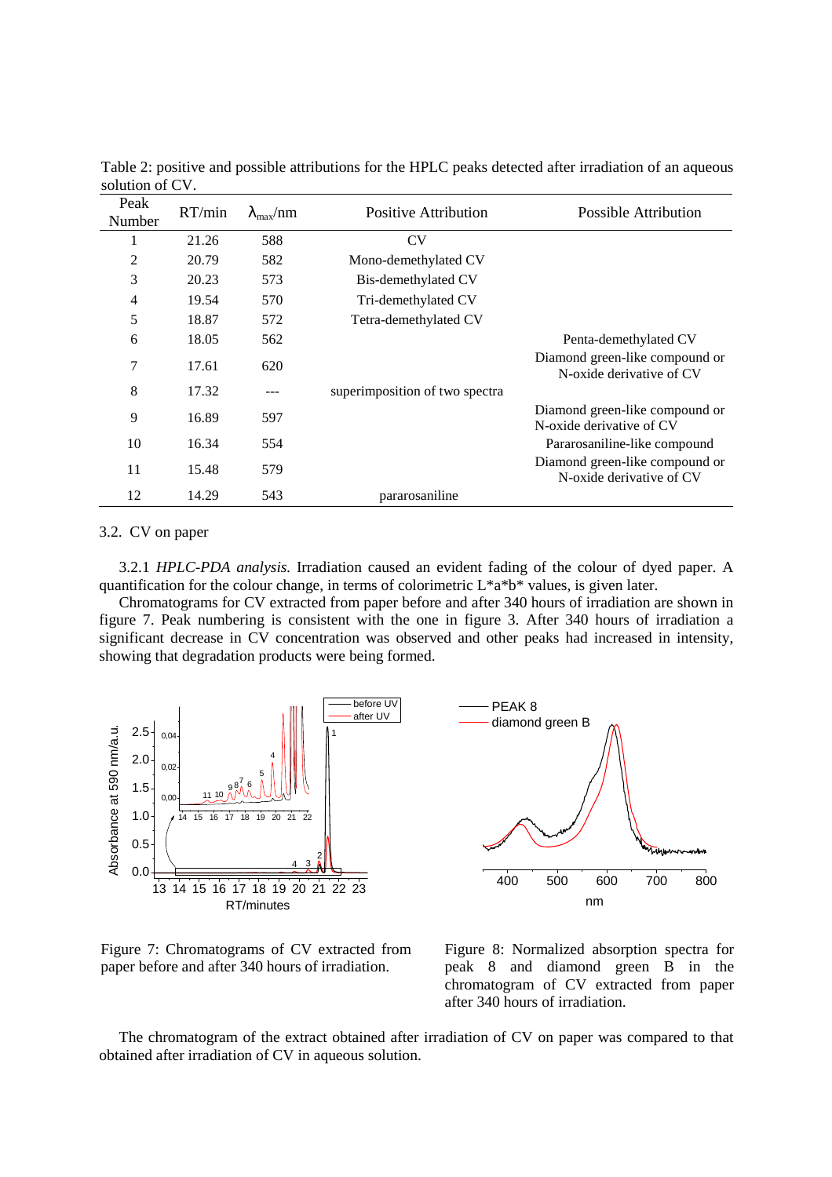Table 2: positive and possible attributions for the HPLC peaks detected after irradiation of an aqueous solution of CV.

| Peak Number | RT/min | $\lambda_{max}$/nm | Positive Attribution | Possible Attribution |
|---|---|---|---|---|
| 1 | 21.26 | 588 | CV | |
| 2 | 20.79 | 582 | Mono-demethylated CV | |
| 3 | 20.23 | 573 | Bis-demethylated CV | |
| 4 | 19.54 | 570 | Tri-demethylated CV | |
| 5 | 18.87 | 572 | Tetra-demethylated CV | |
| 6 | 18.05 | 562 | | Penta-demethylated CV |
| 7 | 17.61 | 620 | | Diamond green-like compound or N-oxide derivative of CV |
| 8 | 17.32 | --- | superimposition of two spectra | |
| 9 | 16.89 | 597 | | Diamond green-like compound or N-oxide derivative of CV |
| 10 | 16.34 | 554 | | Pararosaniline-like compound |
| 11 | 15.48 | 579 | | Diamond green-like compound or N-oxide derivative of CV |
| 12 | 14.29 | 543 | pararosaniline | |

## 3.2. CV on paper

3.2.1 *HPLC-PDA analysis.* Irradiation caused an evident fading of the colour of dyed paper. A quantification for the colour change, in terms of colorimetric L*a*b* values, is given later.

Chromatograms for CV extracted from paper before and after 340 hours of irradiation are shown in figure 7. Peak numbering is consistent with the one in figure 3. After 340 hours of irradiation a significant decrease in CV concentration was observed and other peaks had increased in intensity, showing that degradation products were being formed.

Figure 7: Chromatograms of CV extracted from paper before and after 340 hours of irradiation.

Figure 8: Normalized absorption spectra for peak 8 and diamond green B in the chromatogram of CV extracted from paper after 340 hours of irradiation.

The chromatogram of the extract obtained after irradiation of CV on paper was compared to that obtained after irradiation of CV in aqueous solution.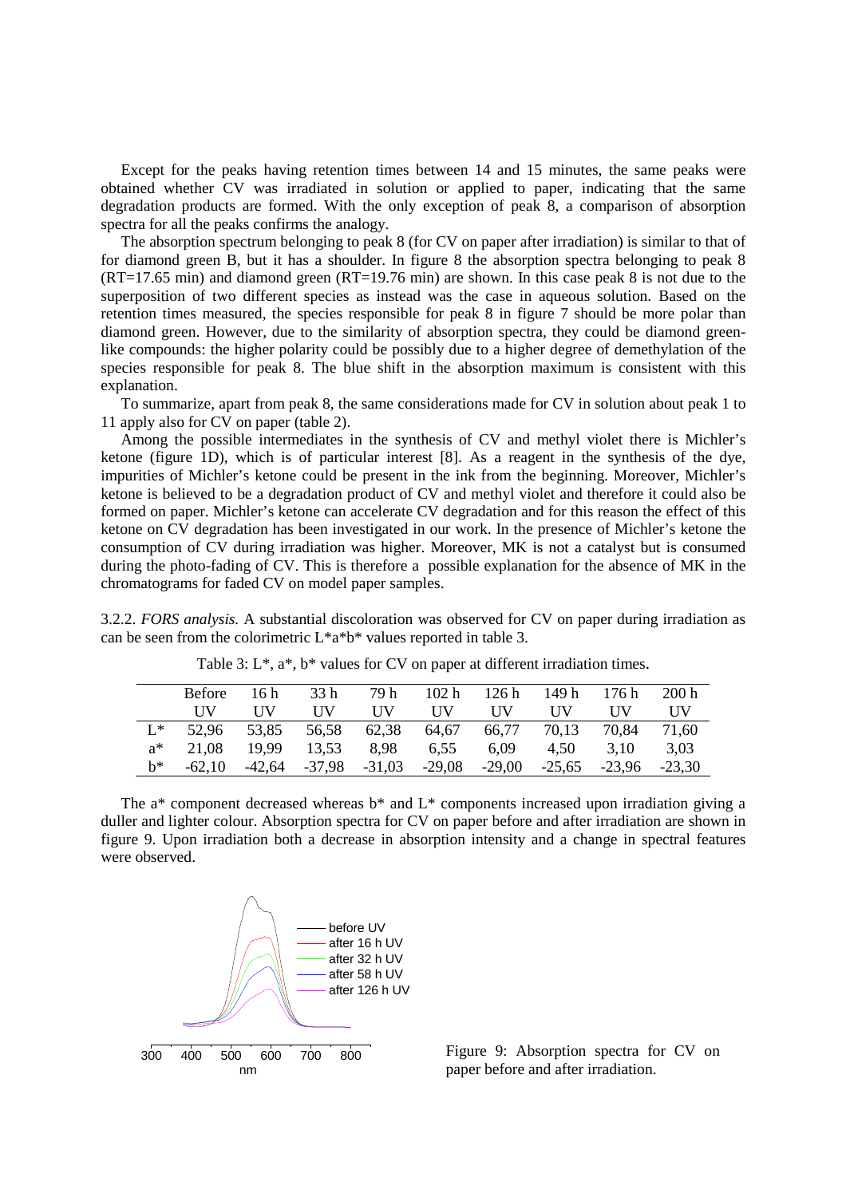Except for the peaks having retention times between 14 and 15 minutes, the same peaks were obtained whether CV was irradiated in solution or applied to paper, indicating that the same degradation products are formed. With the only exception of peak 8, a comparison of absorption spectra for all the peaks confirms the analogy.

The absorption spectrum belonging to peak 8 (for CV on paper after irradiation) is similar to that of for diamond green B, but it has a shoulder. In figure 8 the absorption spectra belonging to peak 8 (RT=17.65 min) and diamond green (RT=19.76 min) are shown. In this case peak 8 is not due to the superposition of two different species as instead was the case in aqueous solution. Based on the retention times measured, the species responsible for peak 8 in figure 7 should be more polar than diamond green. However, due to the similarity of absorption spectra, they could be diamond green-like compounds: the higher polarity could be possibly due to a higher degree of demethylation of the species responsible for peak 8. The blue shift in the absorption maximum is consistent with this explanation.

To summarize, apart from peak 8, the same considerations made for CV in solution about peak 1 to 11 apply also for CV on paper (table 2).

Among the possible intermediates in the synthesis of CV and methyl violet there is Michler's ketone (figure 1D), which is of particular interest [8]. As a reagent in the synthesis of the dye, impurities of Michler's ketone could be present in the ink from the beginning. Moreover, Michler's ketone is believed to be a degradation product of CV and methyl violet and therefore it could also be formed on paper. Michler's ketone can accelerate CV degradation and for this reason the effect of this ketone on CV degradation has been investigated in our work. In the presence of Michler's ketone the consumption of CV during irradiation was higher. Moreover, MK is not a catalyst but is consumed during the photo-fading of CV. This is therefore a possible explanation for the absence of MK in the chromatograms for faded CV on model paper samples.

3.2.2. *FORS analysis.* A substantial discoloration was observed for CV on paper during irradiation as can be seen from the colorimetric L*a*b* values reported in table 3.

Table 3: L*, a*, b* values for CV on paper at different irradiation times.

| | Before UV | 16 h UV | 33 h UV | 79 h UV | 102 h UV | 126 h UV | 149 h UV | 176 h UV | 200 h UV |
|---|---|---|---|---|---|---|---|---|---|
| L* | 52,96 | 53,85 | 56,58 | 62,38 | 64,67 | 66,77 | 70,13 | 70,84 | 71,60 |
| a* | 21,08 | 19,99 | 13,53 | 8,98 | 6,55 | 6,09 | 4,50 | 3,10 | 3,03 |
| b* | -62,10 | -42,64 | -37,98 | -31,03 | -29,08 | -29,00 | -25,65 | -23,96 | -23,30 |

The a* component decreased whereas b* and L* components increased upon irradiation giving a duller and lighter colour. Absorption spectra for CV on paper before and after irradiation are shown in figure 9. Upon irradiation both a decrease in absorption intensity and a change in spectral features were observed.

Figure 9: Absorption spectra for CV on paper before and after irradiation.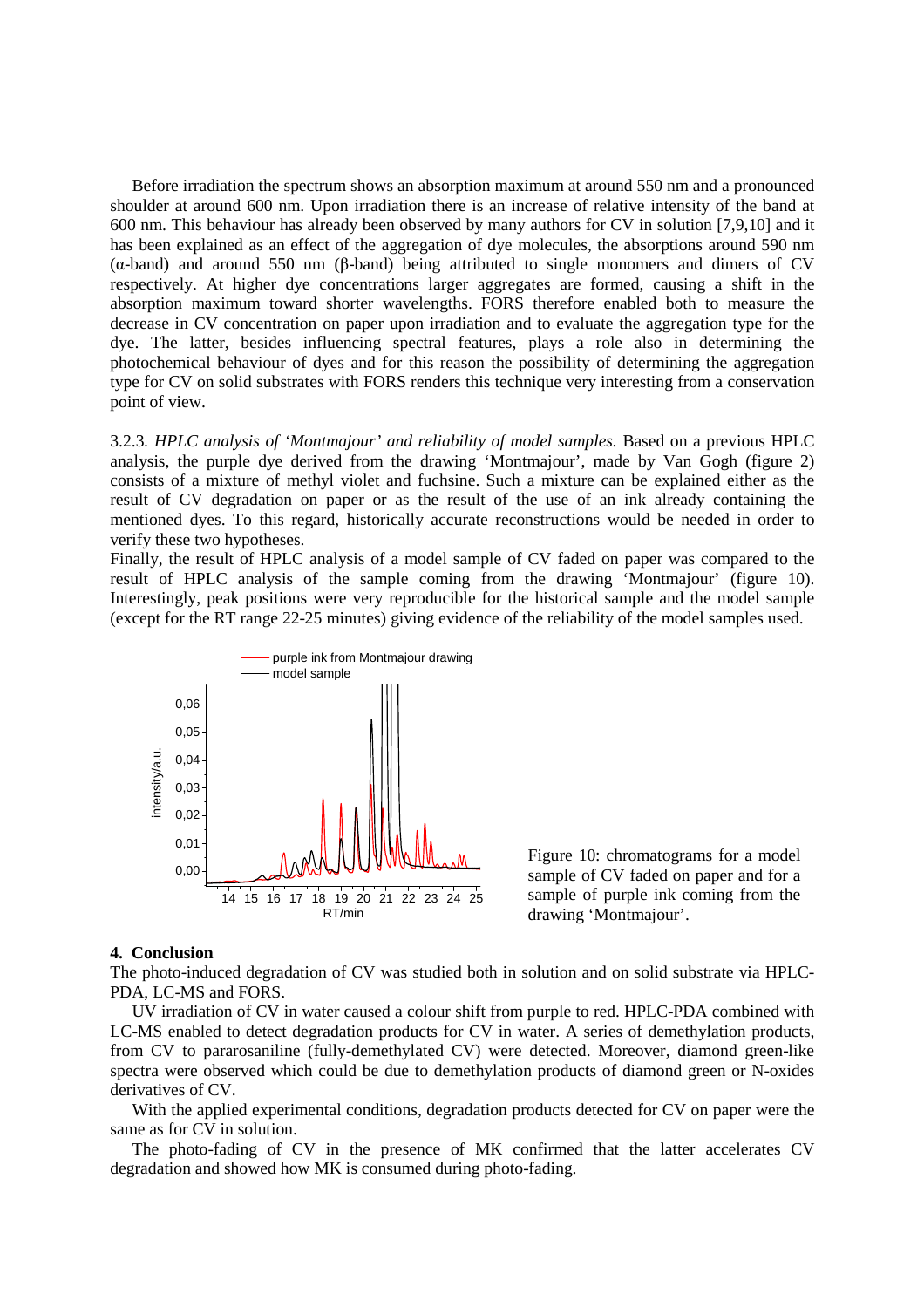Before irradiation the spectrum shows an absorption maximum at around 550 nm and a pronounced shoulder at around 600 nm. Upon irradiation there is an increase of relative intensity of the band at 600 nm. This behaviour has already been observed by many authors for CV in solution [7,9,10] and it has been explained as an effect of the aggregation of dye molecules, the absorptions around 590 nm (α-band) and around 550 nm (β-band) being attributed to single monomers and dimers of CV respectively. At higher dye concentrations larger aggregates are formed, causing a shift in the absorption maximum toward shorter wavelengths. FORS therefore enabled both to measure the decrease in CV concentration on paper upon irradiation and to evaluate the aggregation type for the dye. The latter, besides influencing spectral features, plays a role also in determining the photochemical behaviour of dyes and for this reason the possibility of determining the aggregation type for CV on solid substrates with FORS renders this technique very interesting from a conservation point of view.

3.2.3. *HPLC analysis of 'Montmajour' and reliability of model samples.* Based on a previous HPLC analysis, the purple dye derived from the drawing 'Montmajour', made by Van Gogh (figure 2) consists of a mixture of methyl violet and fuchsine. Such a mixture can be explained either as the result of CV degradation on paper or as the result of the use of an ink already containing the mentioned dyes. To this regard, historically accurate reconstructions would be needed in order to verify these two hypotheses.

Finally, the result of HPLC analysis of a model sample of CV faded on paper was compared to the result of HPLC analysis of the sample coming from the drawing 'Montmajour' (figure 10). Interestingly, peak positions were very reproducible for the historical sample and the model sample (except for the RT range 22-25 minutes) giving evidence of the reliability of the model samples used.

Figure 10: chromatograms for a model sample of CV faded on paper and for a sample of purple ink coming from the drawing 'Montmajour'.

## 4. Conclusion

The photo-induced degradation of CV was studied both in solution and on solid substrate via HPLC-PDA, LC-MS and FORS.

UV irradiation of CV in water caused a colour shift from purple to red. HPLC-PDA combined with LC-MS enabled to detect degradation products for CV in water. A series of demethylation products, from CV to pararosaniline (fully-demethylated CV) were detected. Moreover, diamond green-like spectra were observed which could be due to demethylation products of diamond green or N-oxides derivatives of CV.

With the applied experimental conditions, degradation products detected for CV on paper were the same as for CV in solution.

The photo-fading of CV in the presence of MK confirmed that the latter accelerates CV degradation and showed how MK is consumed during photo-fading.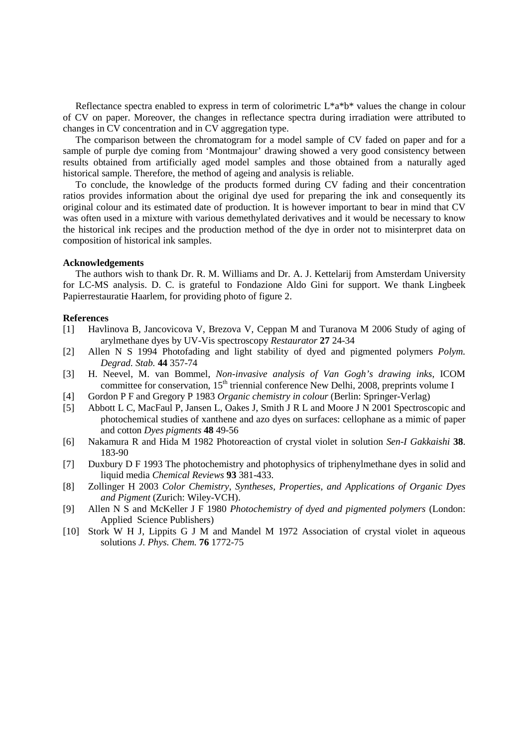Reflectance spectra enabled to express in term of colorimetric L*a*b* values the change in colour of CV on paper. Moreover, the changes in reflectance spectra during irradiation were attributed to changes in CV concentration and in CV aggregation type.

The comparison between the chromatogram for a model sample of CV faded on paper and for a sample of purple dye coming from 'Montmajour' drawing showed a very good consistency between results obtained from artificially aged model samples and those obtained from a naturally aged historical sample. Therefore, the method of ageing and analysis is reliable.

To conclude, the knowledge of the products formed during CV fading and their concentration ratios provides information about the original dye used for preparing the ink and consequently its original colour and its estimated date of production. It is however important to bear in mind that CV was often used in a mixture with various demethylated derivatives and it would be necessary to know the historical ink recipes and the production method of the dye in order not to misinterpret data on composition of historical ink samples.

**Acknowledgements**

The authors wish to thank Dr. R. M. Williams and Dr. A. J. Kettelarij from Amsterdam University for LC-MS analysis. D. C. is grateful to Fondazione Aldo Gini for support. We thank Lingbeek Papierrestauratie Haarlem, for providing photo of figure 2.

**References**

[1] Havlinova B, Jancovicova V, Brezova V, Ceppan M and Turanova M 2006 Study of aging of arylmethane dyes by UV-Vis spectroscopy *Restaurator* **27** 24-34

[2] Allen N S 1994 Photofading and light stability of dyed and pigmented polymers *Polym. Degrad. Stab.* **44** 357-74

[3] H. Neevel, M. van Bommel, *Non-invasive analysis of Van Gogh's drawing inks*, ICOM committee for conservation, 15th triennial conference New Delhi, 2008, preprints volume I

[4] Gordon P F and Gregory P 1983 *Organic chemistry in colour* (Berlin: Springer-Verlag)

[5] Abbott L C, MacFaul P, Jansen L, Oakes J, Smith J R L and Moore J N 2001 Spectroscopic and photochemical studies of xanthene and azo dyes on surfaces: cellophane as a mimic of paper and cotton *Dyes pigments* **48** 49-56

[6] Nakamura R and Hida M 1982 Photoreaction of crystal violet in solution *Sen-I Gakkaishi* **38**. 183-90

[7] Duxbury D F 1993 The photochemistry and photophysics of triphenylmethane dyes in solid and liquid media *Chemical Reviews* **93** 381-433.

[8] Zollinger H 2003 *Color Chemistry, Syntheses, Properties, and Applications of Organic Dyes and Pigment* (Zurich: Wiley-VCH).

[9] Allen N S and McKeller J F 1980 *Photochemistry of dyed and pigmented polymers* (London: Applied Science Publishers)

[10] Stork W H J, Lippits G J M and Mandel M 1972 Association of crystal violet in aqueous solutions *J. Phys. Chem.* **76** 1772-75